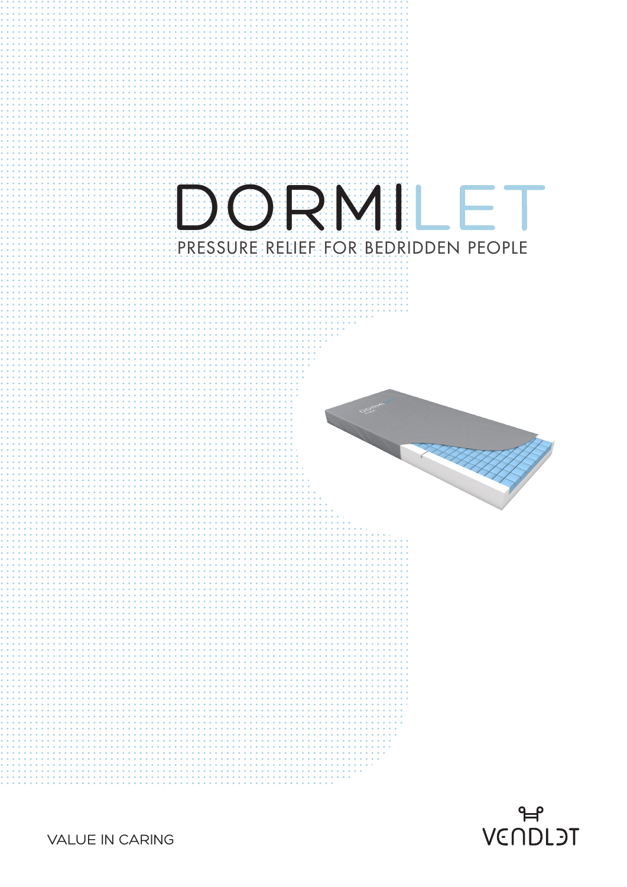# DORMILET

PRESSURE RELIEF FOR BEDRIDDEN PEOPLE

VALUE IN CARING

VENDLET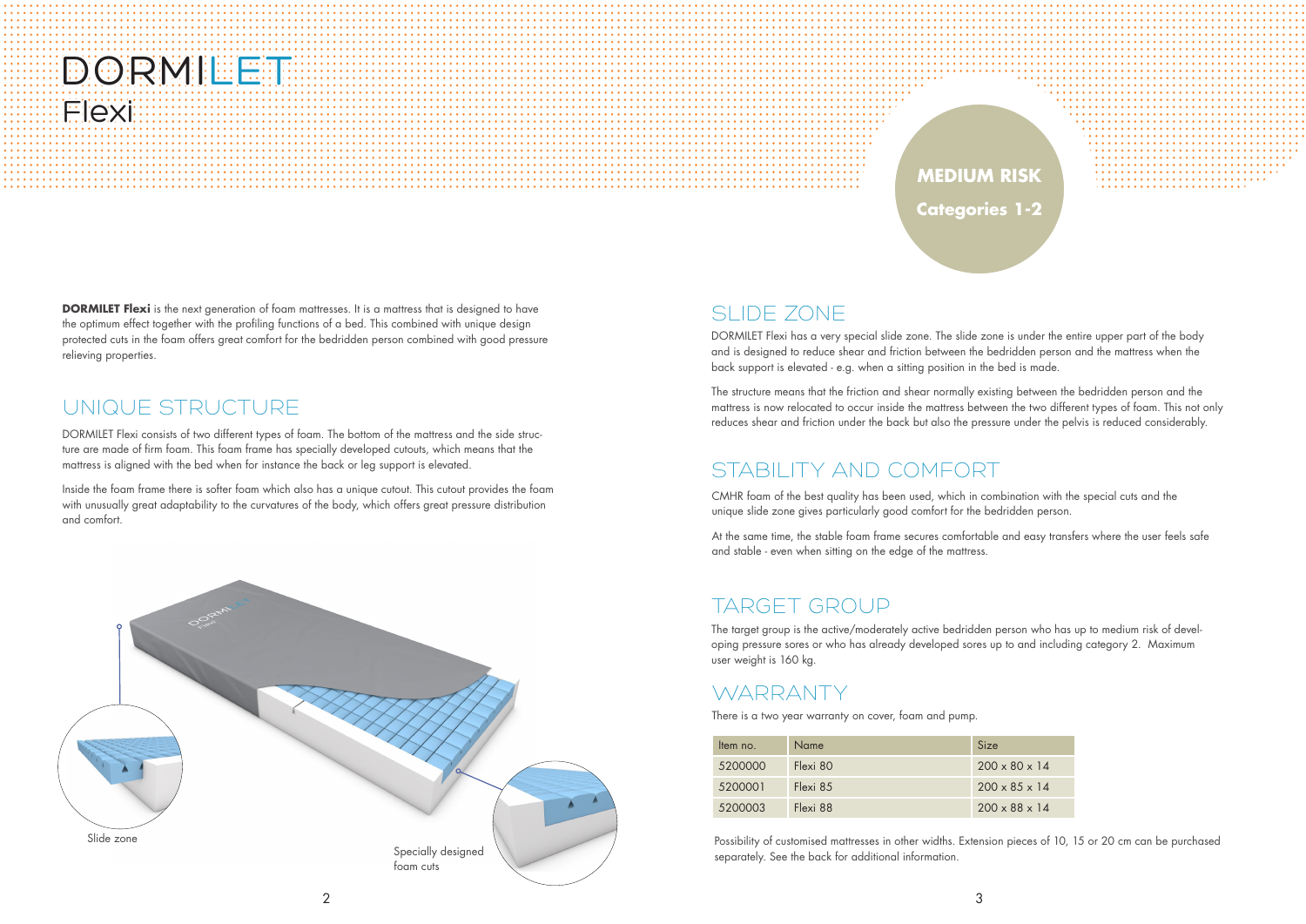# DORMILET
## Flexi

**MEDIUM RISK**

**Categories 1-2**

**DORMILET Flexi** is the next generation of foam mattresses. It is a mattress that is designed to have the optimum effect together with the profiling functions of a bed. This combined with unique design protected cuts in the foam offers great comfort for the bedridden person combined with good pressure relieving properties.

## UNIQUE STRUCTURE

DORMILET Flexi consists of two different types of foam. The bottom of the mattress and the side structure are made of firm foam. This foam frame has specially developed cutouts, which means that the mattress is aligned with the bed when for instance the back or leg support is elevated.

Inside the foam frame there is softer foam which also has a unique cutout. This cutout provides the foam with unusually great adaptability to the curvatures of the body, which offers great pressure distribution and comfort.

Slide zone

Specially designed foam cuts

## SLIDE ZONE

DORMILET Flexi has a very special slide zone. The slide zone is under the entire upper part of the body and is designed to reduce shear and friction between the bedridden person and the mattress when the back support is elevated - e.g. when a sitting position in the bed is made.

The structure means that the friction and shear normally existing between the bedridden person and the mattress is now relocated to occur inside the mattress between the two different types of foam. This not only reduces shear and friction under the back but also the pressure under the pelvis is reduced considerably.

## STABILITY AND COMFORT

CMHR foam of the best quality has been used, which in combination with the special cuts and the unique slide zone gives particularly good comfort for the bedridden person.

At the same time, the stable foam frame secures comfortable and easy transfers where the user feels safe and stable - even when sitting on the edge of the mattress.

## TARGET GROUP

The target group is the active/moderately active bedridden person who has up to medium risk of developing pressure sores or who has already developed sores up to and including category 2. Maximum user weight is 160 kg.

## WARRANTY

There is a two year warranty on cover, foam and pump.

| Item no. | Name | Size |
|---|---|---|
| 5200000 | Flexi 80 | 200 x 80 x 14 |
| 5200001 | Flexi 85 | 200 x 85 x 14 |
| 5200003 | Flexi 88 | 200 x 88 x 14 |

Possibility of customised mattresses in other widths. Extension pieces of 10, 15 or 20 cm can be purchased separately. See the back for additional information.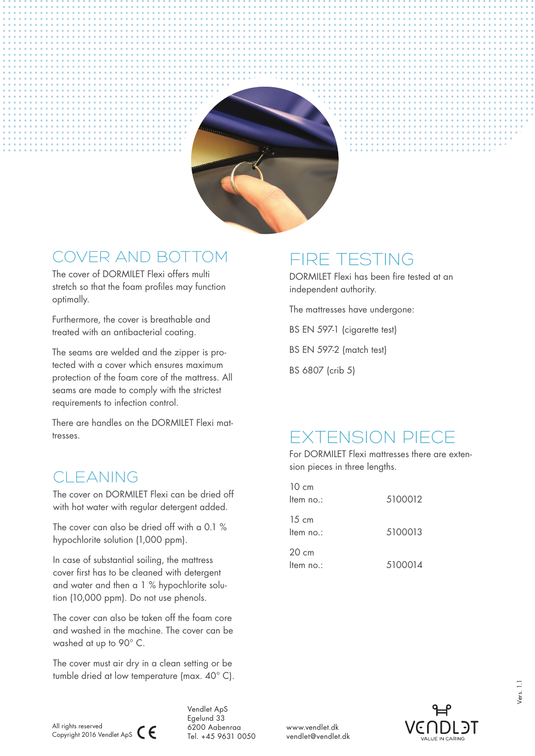## COVER AND BOTTOM

The cover of DORMILET Flexi offers multi stretch so that the foam profiles may function optimally.

Furthermore, the cover is breathable and treated with an antibacterial coating.

The seams are welded and the zipper is protected with a cover which ensures maximum protection of the foam core of the mattress. All seams are made to comply with the strictest requirements to infection control.

There are handles on the DORMILET Flexi mattresses.

## CLEANING

The cover on DORMILET Flexi can be dried off with hot water with regular detergent added.

The cover can also be dried off with a 0.1 % hypochlorite solution (1,000 ppm).

In case of substantial soiling, the mattress cover first has to be cleaned with detergent and water and then a 1 % hypochlorite solution (10,000 ppm). Do not use phenols.

The cover can also be taken off the foam core and washed in the machine. The cover can be washed at up to 90° C.

The cover must air dry in a clean setting or be tumble dried at low temperature (max. 40° C).

## FIRE TESTING

DORMILET Flexi has been fire tested at an independent authority.

The mattresses have undergone:

BS EN 597-1 (cigarette test)

BS EN 597-2 (match test)

BS 6807 (crib 5)

## EXTENSION PIECE

For DORMILET Flexi mattresses there are extension pieces in three lengths.

| | |
|---|---|
| 10 cm | |
| Item no.: | 5100012 |
| 15 cm | |
| Item no.: | 5100013 |
| 20 cm | |
| Item no.: | 5100014 |

All rights reserved
Copyright 2016 Vendlet ApS

Vendlet ApS
Egelund 33
6200 Aabenraa
Tel. +45 9631 0050

www.vendlet.dk
vendlet@vendlet.dk

VENDLET
VALUE IN CARING

Vers. 1.1